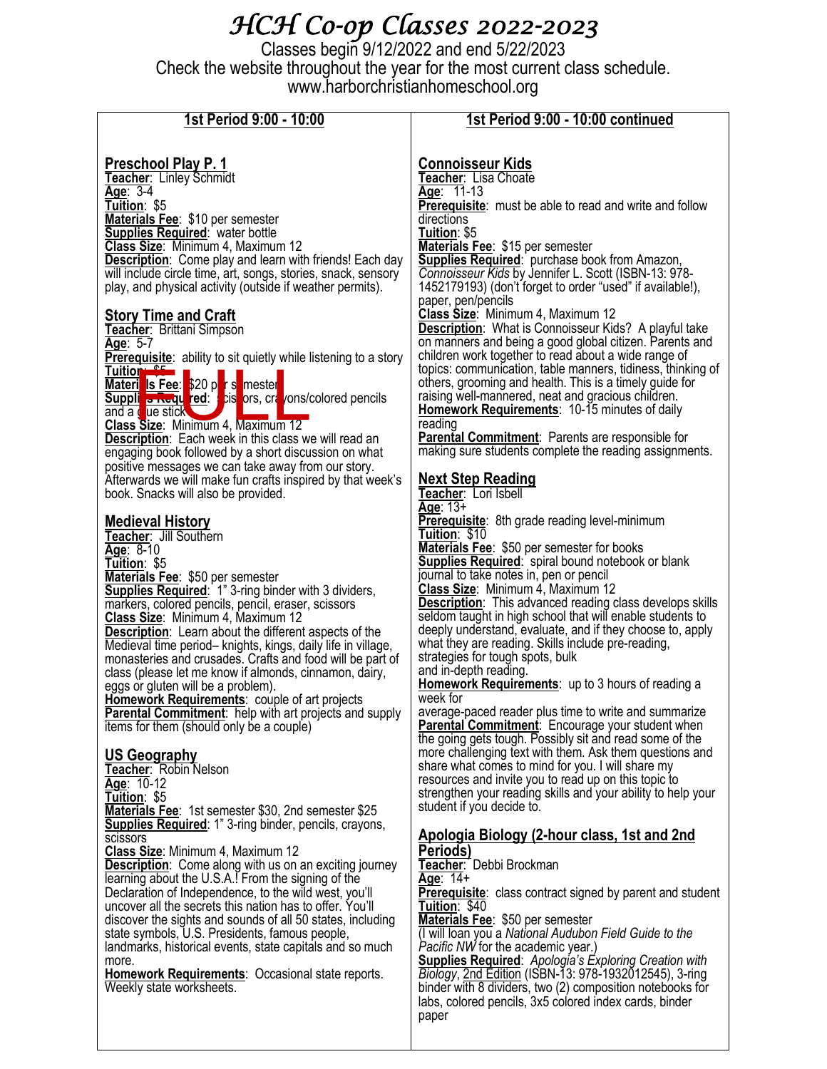# HCH Co-op Classes 2022-2023

Classes begin 9/12/2022 and end 5/22/2023

Check the website throughout the year for the most current class schedule.

www.harborchristianhomeschool.org

## 1st Period 9:00 - 10:00

### Preschool Play P. 1

**Teacher**: Linley Schmidt
**Age**: 3-4
**Tuition**: $5
**Materials Fee**: $10 per semester
**Supplies Required**: water bottle
**Class Size**: Minimum 4, Maximum 12
**Description**: Come play and learn with friends! Each day will include circle time, art, songs, stories, snack, sensory play, and physical activity (outside if weather permits).

### Story Time and Craft

FULL

**Teacher**: Brittani Simpson
**Age**: 5-7
**Prerequisite**: ability to sit quietly while listening to a story
**Tuition**: $5
**Materials Fee**: $20 per semester
**Supplies Required**: scissors, crayons/colored pencils and a glue stick
**Class Size**: Minimum 4, Maximum 12
**Description**: Each week in this class we will read an engaging book followed by a short discussion on what positive messages we can take away from our story. Afterwards we will make fun crafts inspired by that week's book. Snacks will also be provided.

### Medieval History

**Teacher**: Jill Southern
**Age**: 8-10
**Tuition**: $5
**Materials Fee**: $50 per semester
**Supplies Required**: 1" 3-ring binder with 3 dividers, markers, colored pencils, pencil, eraser, scissors
**Class Size**: Minimum 4, Maximum 12
**Description**: Learn about the different aspects of the Medieval time period– knights, kings, daily life in village, monasteries and crusades. Crafts and food will be part of class (please let me know if almonds, cinnamon, dairy, eggs or gluten will be a problem).
**Homework Requirements**: couple of art projects
**Parental Commitment**: help with art projects and supply items for them (should only be a couple)

### US Geography

**Teacher**: Robin Nelson
**Age**: 10-12
**Tuition**: $5
**Materials Fee**: 1st semester $30, 2nd semester $25
**Supplies Required**: 1" 3-ring binder, pencils, crayons, scissors
**Class Size**: Minimum 4, Maximum 12
**Description**: Come along with us on an exciting journey learning about the U.S.A.! From the signing of the Declaration of Independence, to the wild west, you'll uncover all the secrets this nation has to offer. You'll discover the sights and sounds of all 50 states, including state symbols, U.S. Presidents, famous people, landmarks, historical events, state capitals and so much more.
**Homework Requirements**: Occasional state reports. Weekly state worksheets.

## 1st Period 9:00 - 10:00 continued

### Connoisseur Kids

**Teacher**: Lisa Choate
**Age**: 11-13
**Prerequisite**: must be able to read and write and follow directions
**Tuition**: $5
**Materials Fee**: $15 per semester
**Supplies Required**: purchase book from Amazon, *Connoisseur Kids* by Jennifer L. Scott (ISBN-13: 978-1452179193) (don't forget to order "used" if available!), paper, pen/pencils
**Class Size**: Minimum 4, Maximum 12
**Description**: What is Connoisseur Kids? A playful take on manners and being a good global citizen. Parents and children work together to read about a wide range of topics: communication, table manners, tidiness, thinking of others, grooming and health. This is a timely guide for raising well-mannered, neat and gracious children.
**Homework Requirements**: 10-15 minutes of daily reading
**Parental Commitment**: Parents are responsible for making sure students complete the reading assignments.

### Next Step Reading

**Teacher**: Lori Isbell
**Age**: 13+
**Prerequisite**: 8th grade reading level-minimum
**Tuition**: $10
**Materials Fee**: $50 per semester for books
**Supplies Required**: spiral bound notebook or blank journal to take notes in, pen or pencil
**Class Size**: Minimum 4, Maximum 12
**Description**: This advanced reading class develops skills seldom taught in high school that will enable students to deeply understand, evaluate, and if they choose to, apply what they are reading. Skills include pre-reading, strategies for tough spots, bulk and in-depth reading.
**Homework Requirements**: up to 3 hours of reading a week for average-paced reader plus time to write and summarize
**Parental Commitment**: Encourage your student when the going gets tough. Possibly sit and read some of the more challenging text with them. Ask them questions and share what comes to mind for you. I will share my resources and invite you to read up on this topic to strengthen your reading skills and your ability to help your student if you decide to.

### Apologia Biology (2-hour class, 1st and 2nd Periods)

**Teacher**: Debbi Brockman
**Age**: 14+
**Prerequisite**: class contract signed by parent and student
**Tuition**: $40
**Materials Fee**: $50 per semester
(I will loan you a *National Audubon Field Guide to the Pacific NW* for the academic year.)
**Supplies Required**: *Apologia's Exploring Creation with Biology*, 2nd Edition (ISBN-13: 978-1932012545), 3-ring binder with 8 dividers, two (2) composition notebooks for labs, colored pencils, 3x5 colored index cards, binder paper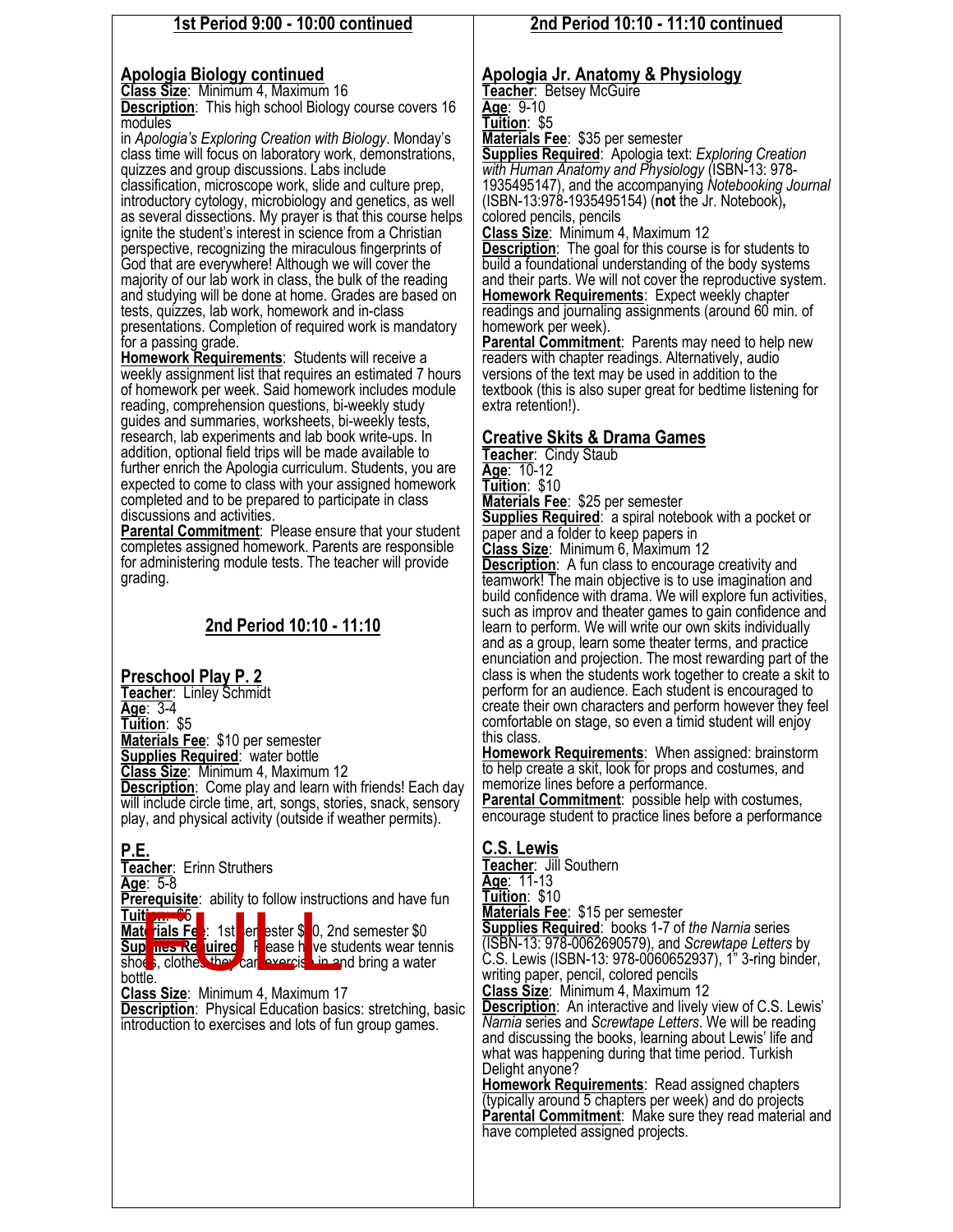## 1st Period 9:00 - 10:00 continued

### Apologia Biology continued

**Class Size**: Minimum 4, Maximum 16

**Description**: This high school Biology course covers 16 modules in *Apologia's Exploring Creation with Biology*. Monday's class time will focus on laboratory work, demonstrations, quizzes and group discussions. Labs include classification, microscope work, slide and culture prep, introductory cytology, microbiology and genetics, as well as several dissections. My prayer is that this course helps ignite the student's interest in science from a Christian perspective, recognizing the miraculous fingerprints of God that are everywhere! Although we will cover the majority of our lab work in class, the bulk of the reading and studying will be done at home. Grades are based on tests, quizzes, lab work, homework and in-class presentations. Completion of required work is mandatory for a passing grade.

**Homework Requirements**: Students will receive a weekly assignment list that requires an estimated 7 hours of homework per week. Said homework includes module reading, comprehension questions, bi-weekly study guides and summaries, worksheets, bi-weekly tests, research, lab experiments and lab book write-ups. In addition, optional field trips will be made available to further enrich the Apologia curriculum. Students, you are expected to come to class with your assigned homework completed and to be prepared to participate in class discussions and activities.

**Parental Commitment**: Please ensure that your student completes assigned homework. Parents are responsible for administering module tests. The teacher will provide grading.

## 2nd Period 10:10 - 11:10

### Preschool Play P. 2

**Teacher**: Linley Schmidt
**Age**: 3-4
**Tuition**: $5
**Materials Fee**: $10 per semester
**Supplies Required**: water bottle
**Class Size**: Minimum 4, Maximum 12
**Description**: Come play and learn with friends! Each day will include circle time, art, songs, stories, snack, sensory play, and physical activity (outside if weather permits).

### P.E.

FULL

**Teacher**: Erinn Struthers
**Age**: 5-8
**Prerequisite**: ability to follow instructions and have fun
**Tuition**: $5
**Materials Fee**: 1st semester $10, 2nd semester $0
**Supplies Required**: Please have students wear tennis shoes, clothes they can exercise in and bring a water bottle.
**Class Size**: Minimum 4, Maximum 17
**Description**: Physical Education basics: stretching, basic introduction to exercises and lots of fun group games.

## 2nd Period 10:10 - 11:10 continued

### Apologia Jr. Anatomy & Physiology

**Teacher**: Betsey McGuire
**Age**: 9-10
**Tuition**: $5
**Materials Fee**: $35 per semester
**Supplies Required**: Apologia text: *Exploring Creation with Human Anatomy and Physiology* (ISBN-13: 978-1935495147), and the accompanying *Notebooking Journal* (ISBN-13:978-1935495154) (**not** the Jr. Notebook), colored pencils, pencils
**Class Size**: Minimum 4, Maximum 12
**Description**: The goal for this course is for students to build a foundational understanding of the body systems and their parts. We will not cover the reproductive system.
**Homework Requirements**: Expect weekly chapter readings and journaling assignments (around 60 min. of homework per week).
**Parental Commitment**: Parents may need to help new readers with chapter readings. Alternatively, audio versions of the text may be used in addition to the textbook (this is also super great for bedtime listening for extra retention!).

### Creative Skits & Drama Games

**Teacher**: Cindy Staub
**Age**: 10-12
**Tuition**: $10
**Materials Fee**: $25 per semester
**Supplies Required**: a spiral notebook with a pocket or paper and a folder to keep papers in
**Class Size**: Minimum 6, Maximum 12
**Description**: A fun class to encourage creativity and teamwork! The main objective is to use imagination and build confidence with drama. We will explore fun activities, such as improv and theater games to gain confidence and learn to perform. We will write our own skits individually and as a group, learn some theater terms, and practice enunciation and projection. The most rewarding part of the class is when the students work together to create a skit to perform for an audience. Each student is encouraged to create their own characters and perform however they feel comfortable on stage, so even a timid student will enjoy this class.
**Homework Requirements**: When assigned: brainstorm to help create a skit, look for props and costumes, and memorize lines before a performance.
**Parental Commitment**: possible help with costumes, encourage student to practice lines before a performance

### C.S. Lewis

**Teacher**: Jill Southern
**Age**: 11-13
**Tuition**: $10
**Materials Fee**: $15 per semester
**Supplies Required**: books 1-7 of *the Narnia* series (ISBN-13: 978-0062690579), and *Screwtape Letters* by C.S. Lewis (ISBN-13: 978-0060652937), 1" 3-ring binder, writing paper, pencil, colored pencils
**Class Size**: Minimum 4, Maximum 12
**Description**: An interactive and lively view of C.S. Lewis' *Narnia* series and *Screwtape Letters*. We will be reading and discussing the books, learning about Lewis' life and what was happening during that time period. Turkish Delight anyone?
**Homework Requirements**: Read assigned chapters (typically around 5 chapters per week) and do projects
**Parental Commitment**: Make sure they read material and have completed assigned projects.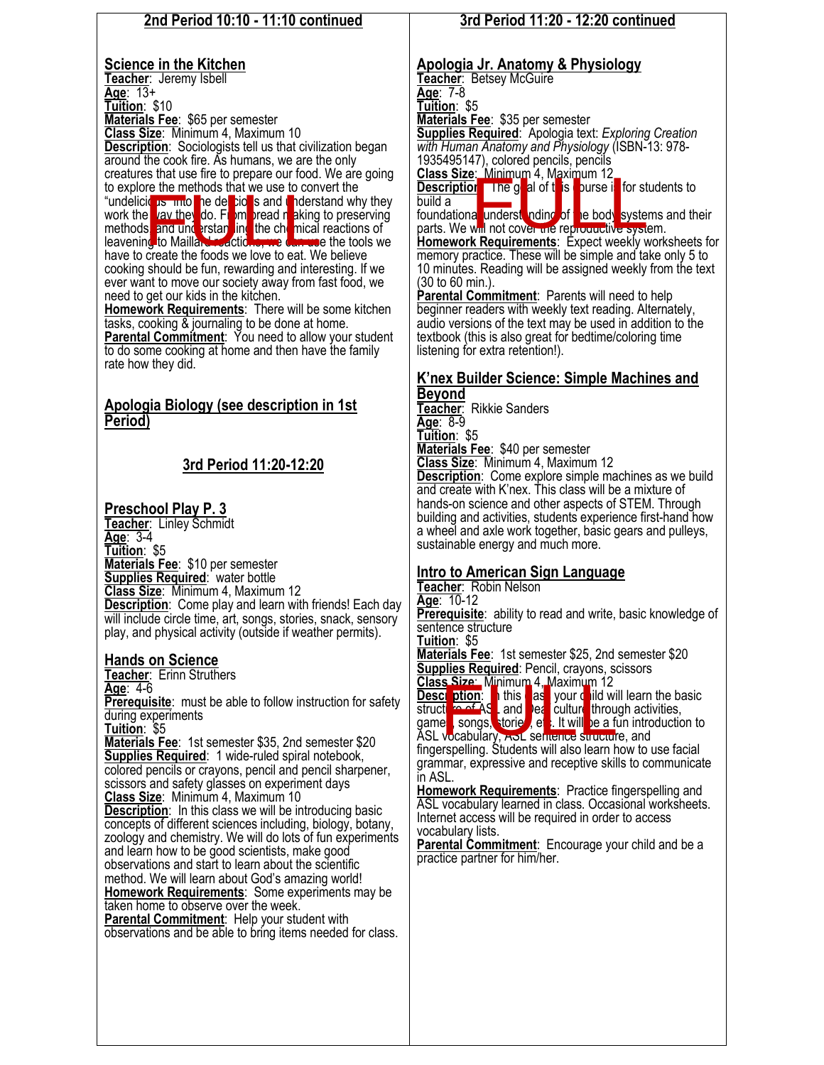## 2nd Period 10:10 - 11:10 continued

### Science in the Kitchen

**Teacher**: Jeremy Isbell
**Age**: 13+
**Tuition**: $10
**Materials Fee**: $65 per semester
**Class Size**: Minimum 4, Maximum 10
**Description**: Sociologists tell us that civilization began around the cook fire. As humans, we are the only creatures that use fire to prepare our food. We are going to explore the methods that we use to convert the "undelicious" into the delicious and understand why they work the way they do. From bread making to preserving methods, and understanding the chemical reactions of leavening to Maillard reactions, we can use the tools we have to create the foods we love to eat. We believe cooking should be fun, rewarding and interesting. If we ever want to move our society away from fast food, we need to get our kids in the kitchen.
**Homework Requirements**: There will be some kitchen tasks, cooking & journaling to be done at home.
**Parental Commitment**: You need to allow your student to do some cooking at home and then have the family rate how they did.

FULL

### Apologia Biology (see description in 1st Period)

## 3rd Period 11:20-12:20

### Preschool Play P. 3

**Teacher**: Linley Schmidt
**Age**: 3-4
**Tuition**: $5
**Materials Fee**: $10 per semester
**Supplies Required**: water bottle
**Class Size**: Minimum 4, Maximum 12
**Description**: Come play and learn with friends! Each day will include circle time, art, songs, stories, snack, sensory play, and physical activity (outside if weather permits).

### Hands on Science

**Teacher**: Erinn Struthers
**Age**: 4-6
**Prerequisite**: must be able to follow instruction for safety during experiments
**Tuition**: $5
**Materials Fee**: 1st semester $35, 2nd semester $20
**Supplies Required**: 1 wide-ruled spiral notebook, colored pencils or crayons, pencil and pencil sharpener, scissors and safety glasses on experiment days
**Class Size**: Minimum 4, Maximum 10
**Description**: In this class we will be introducing basic concepts of different sciences including, biology, botany, zoology and chemistry. We will do lots of fun experiments and learn how to be good scientists, make good observations and start to learn about the scientific method. We will learn about God's amazing world!
**Homework Requirements**: Some experiments may be taken home to observe over the week.
**Parental Commitment**: Help your student with observations and be able to bring items needed for class.

## 3rd Period 11:20 - 12:20 continued

### Apologia Jr. Anatomy & Physiology

**Teacher**: Betsey McGuire
**Age**: 7-8
**Tuition**: $5
**Materials Fee**: $35 per semester
**Supplies Required**: Apologia text: *Exploring Creation with Human Anatomy and Physiology* (ISBN-13: 978-1935495147), colored pencils, pencils
**Class Size**: Minimum 4, Maximum 12
**Description**: The goal of this course is for students to build a foundational understanding of the body systems and their parts. We will not cover the reproductive system.
**Homework Requirements**: Expect weekly worksheets for memory practice. These will be simple and take only 5 to 10 minutes. Reading will be assigned weekly from the text (30 to 60 min.).
**Parental Commitment**: Parents will need to help beginner readers with weekly text reading. Alternately, audio versions of the text may be used in addition to the textbook (this is also great for bedtime/coloring time listening for extra retention!).

FULL

### K'nex Builder Science: Simple Machines and Beyond

**Teacher**: Rikkie Sanders
**Age**: 8-9
**Tuition**: $5
**Materials Fee**: $40 per semester
**Class Size**: Minimum 4, Maximum 12
**Description**: Come explore simple machines as we build and create with K'nex. This class will be a mixture of hands-on science and other aspects of STEM. Through building and activities, students experience first-hand how a wheel and axle work together, basic gears and pulleys, sustainable energy and much more.

### Intro to American Sign Language

**Teacher**: Robin Nelson
**Age**: 10-12
**Prerequisite**: ability to read and write, basic knowledge of sentence structure
**Tuition**: $5
**Materials Fee**: 1st semester $25, 2nd semester $20
**Supplies Required**: Pencil, crayons, scissors
**Class Size**: Minimum 4, Maximum 12
**Description**: In this class your child will learn the basic structure of ASL and Deaf culture through activities, games, songs, stories, etc. It will be a fun introduction to ASL vocabulary, ASL sentence structure, and fingerspelling. Students will also learn how to use facial grammar, expressive and receptive skills to communicate in ASL.
**Homework Requirements**: Practice fingerspelling and ASL vocabulary learned in class. Occasional worksheets. Internet access will be required in order to access vocabulary lists.
**Parental Commitment**: Encourage your child and be a practice partner for him/her.

FULL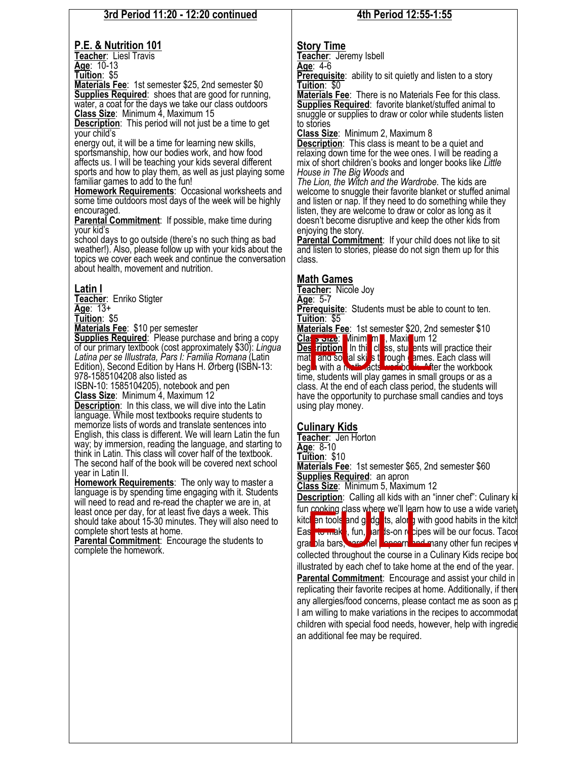## 3rd Period 11:20 - 12:20 continued

### P.E. & Nutrition 101

**Teacher**: Liesl Travis
**Age**: 10-13
**Tuition**: $5
**Materials Fee**: 1st semester $25, 2nd semester $0
**Supplies Required**: shoes that are good for running, water, a coat for the days we take our class outdoors
**Class Size**: Minimum 4, Maximum 15
**Description**: This period will not just be a time to get your child's energy out, it will be a time for learning new skills, sportsmanship, how our bodies work, and how food affects us. I will be teaching your kids several different sports and how to play them, as well as just playing some familiar games to add to the fun!
**Homework Requirements**: Occasional worksheets and some time outdoors most days of the week will be highly encouraged.
**Parental Commitment**: If possible, make time during your kid's school days to go outside (there's no such thing as bad weather!). Also, please follow up with your kids about the topics we cover each week and continue the conversation about health, movement and nutrition.

### Latin I

**Teacher**: Enriko Stigter
**Age**: 13+
**Tuition**: $5
**Materials Fee**: $10 per semester
**Supplies Required**: Please purchase and bring a copy of our primary textbook (cost approximately $30): *Lingua Latina per se Illustrata, Pars I: Familia Romana* (Latin Edition), Second Edition by Hans H. Ørberg (ISBN-13: 978-1585104208 also listed as ISBN-10: 1585104205), notebook and pen
**Class Size**: Minimum 4, Maximum 12
**Description**: In this class, we will dive into the Latin language. While most textbooks require students to memorize lists of words and translate sentences into English, this class is different. We will learn Latin the fun way; by immersion, reading the language, and starting to think in Latin. This class will cover half of the textbook. The second half of the book will be covered next school year in Latin II.
**Homework Requirements**: The only way to master a language is by spending time engaging with it. Students will need to read and re-read the chapter we are in, at least once per day, for at least five days a week. This should take about 15-30 minutes. They will also need to complete short tests at home.
**Parental Commitment**: Encourage the students to complete the homework.

## 4th Period 12:55-1:55

### Story Time

**Teacher**: Jeremy Isbell
**Age**: 4-6
**Prerequisite**: ability to sit quietly and listen to a story
**Tuition**: $0
**Materials Fee**: There is no Materials Fee for this class.
**Supplies Required**: favorite blanket/stuffed animal to snuggle or supplies to draw or color while students listen to stories
**Class Size**: Minimum 2, Maximum 8
**Description**: This class is meant to be a quiet and relaxing down time for the wee ones. I will be reading a mix of short children's books and longer books like *Little House in The Big Woods* and *The Lion, the Witch and the Wardrobe*. The kids are welcome to snuggle their favorite blanket or stuffed animal and listen or nap. If they need to do something while they listen, they are welcome to draw or color as long as it doesn't become disruptive and keep the other kids from enjoying the story.
**Parental Commitment**: If your child does not like to sit and listen to stories, please do not sign them up for this class.

### Math Games

FULL

**Teacher:** Nicole Joy
**Age**: 5-7
**Prerequisite**: Students must be able to count to ten.
**Tuition**: $5
**Materials Fee**: 1st semester $20, 2nd semester $10
**Class Size**: Minimum , Maximum 12
**Description**: In this class, students will practice their math and social skills through games. Each class will begin with a math facts workbook. After the workbook time, students will play games in small groups or as a class. At the end of each class period, the students will have the opportunity to purchase small candies and toys using play money.

### Culinary Kids

FULL

**Teacher**: Jen Horton
**Age**: 8-10
**Tuition**: $10
**Materials Fee**: 1st semester $65, 2nd semester $60
**Supplies Required**: an apron
**Class Size**: Minimum 5, Maximum 12
**Description**: Calling all kids with an "inner chef": Culinary ki fun cooking class where we'll learn how to use a wide variety kitchen tools and gadgets, along with good habits in the kitch Easy to make, fun, hands-on recipes will be our focus. Tacos granola bars, caramel popcorn and many other fun recipes w collected throughout the course in a Culinary Kids recipe boo illustrated by each chef to take home at the end of the year.
**Parental Commitment**: Encourage and assist your child in replicating their favorite recipes at home. Additionally, if there any allergies/food concerns, please contact me as soon as p I am willing to make variations in the recipes to accommodat children with special food needs, however, help with ingredie an additional fee may be required.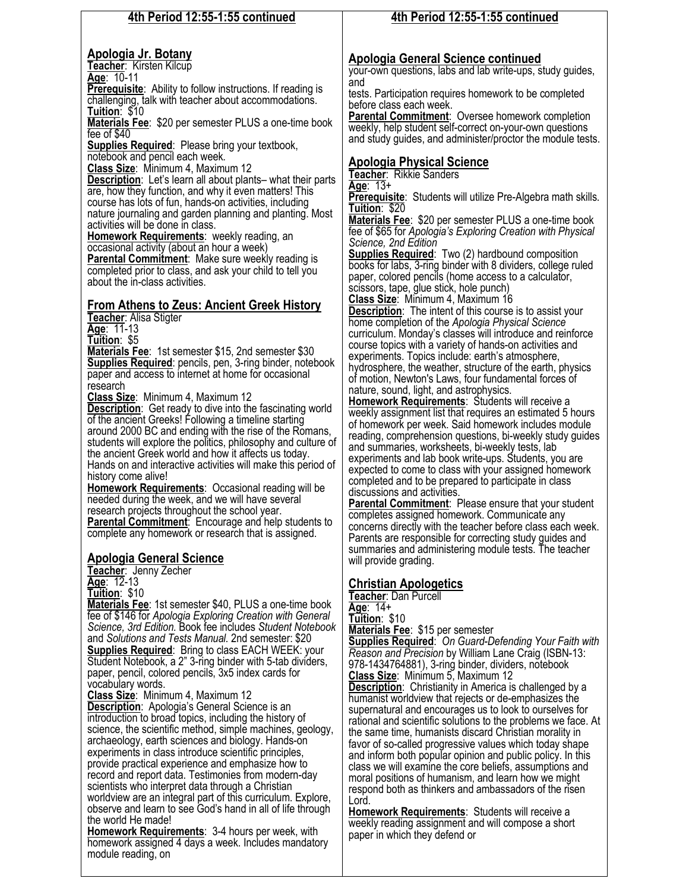## 4th Period 12:55-1:55 continued

### Apologia Jr. Botany

**Teacher**: Kirsten Kilcup
**Age**: 10-11
**Prerequisite**: Ability to follow instructions. If reading is challenging, talk with teacher about accommodations.
**Tuition**: $10
**Materials Fee**: $20 per semester PLUS a one-time book fee of $40
**Supplies Required**: Please bring your textbook, notebook and pencil each week.
**Class Size**: Minimum 4, Maximum 12
**Description**: Let's learn all about plants– what their parts are, how they function, and why it even matters! This course has lots of fun, hands-on activities, including nature journaling and garden planning and planting. Most activities will be done in class.
**Homework Requirements**: weekly reading, an occasional activity (about an hour a week)
**Parental Commitment**: Make sure weekly reading is completed prior to class, and ask your child to tell you about the in-class activities.

### From Athens to Zeus: Ancient Greek History

**Teacher**: Alisa Stigter
**Age**: 11-13
**Tuition**: $5
**Materials Fee**: 1st semester $15, 2nd semester $30
**Supplies Required**: pencils, pen, 3-ring binder, notebook paper and access to internet at home for occasional research
**Class Size**: Minimum 4, Maximum 12
**Description**: Get ready to dive into the fascinating world of the ancient Greeks! Following a timeline starting around 2000 BC and ending with the rise of the Romans, students will explore the politics, philosophy and culture of the ancient Greek world and how it affects us today. Hands on and interactive activities will make this period of history come alive!
**Homework Requirements**: Occasional reading will be needed during the week, and we will have several research projects throughout the school year.
**Parental Commitment**: Encourage and help students to complete any homework or research that is assigned.

### Apologia General Science

**Teacher**: Jenny Zecher
**Age**: 12-13
**Tuition**: $10
**Materials Fee**: 1st semester $40, PLUS a one-time book fee of $146 for *Apologia Exploring Creation with General Science, 3rd Edition.* Book fee includes *Student Notebook* and *Solutions and Tests Manual.* 2nd semester: $20
**Supplies Required**: Bring to class EACH WEEK: your Student Notebook, a 2" 3-ring binder with 5-tab dividers, paper, pencil, colored pencils, 3x5 index cards for vocabulary words.
**Class Size**: Minimum 4, Maximum 12
**Description**: Apologia's General Science is an introduction to broad topics, including the history of science, the scientific method, simple machines, geology, archaeology, earth sciences and biology. Hands-on experiments in class introduce scientific principles, provide practical experience and emphasize how to record and report data. Testimonies from modern-day scientists who interpret data through a Christian worldview are an integral part of this curriculum. Explore, observe and learn to see God's hand in all of life through the world He made!
**Homework Requirements**: 3-4 hours per week, with homework assigned 4 days a week. Includes mandatory module reading, on

### Apologia General Science continued

your-own questions, labs and lab write-ups, study guides, and
tests. Participation requires homework to be completed before class each week.
**Parental Commitment**: Oversee homework completion weekly, help student self-correct on-your-own questions and study guides, and administer/proctor the module tests.

### Apologia Physical Science

**Teacher**: Rikkie Sanders
**Age**: 13+
**Prerequisite**: Students will utilize Pre-Algebra math skills.
**Tuition**: $20
**Materials Fee**: $20 per semester PLUS a one-time book fee of $65 for *Apologia's Exploring Creation with Physical Science, 2nd Edition*
**Supplies Required**: Two (2) hardbound composition books for labs, 3-ring binder with 8 dividers, college ruled paper, colored pencils (home access to a calculator, scissors, tape, glue stick, hole punch)
**Class Size**: Minimum 4, Maximum 16
**Description**: The intent of this course is to assist your home completion of the *Apologia Physical Science* curriculum. Monday's classes will introduce and reinforce course topics with a variety of hands-on activities and experiments. Topics include: earth's atmosphere, hydrosphere, the weather, structure of the earth, physics of motion, Newton's Laws, four fundamental forces of nature, sound, light, and astrophysics.
**Homework Requirements**: Students will receive a weekly assignment list that requires an estimated 5 hours of homework per week. Said homework includes module reading, comprehension questions, bi-weekly study guides and summaries, worksheets, bi-weekly tests, lab experiments and lab book write-ups. Students, you are expected to come to class with your assigned homework completed and to be prepared to participate in class discussions and activities.
**Parental Commitment**: Please ensure that your student completes assigned homework. Communicate any concerns directly with the teacher before class each week. Parents are responsible for correcting study guides and summaries and administering module tests. The teacher will provide grading.

### Christian Apologetics

**Teacher**: Dan Purcell
**Age**: 14+
**Tuition**: $10
**Materials Fee**: $15 per semester
**Supplies Required**: *On Guard-Defending Your Faith with Reason and Precision* by William Lane Craig (ISBN-13: 978-1434764881), 3-ring binder, dividers, notebook
**Class Size**: Minimum 5, Maximum 12
**Description**: Christianity in America is challenged by a humanist worldview that rejects or de-emphasizes the supernatural and encourages us to look to ourselves for rational and scientific solutions to the problems we face. At the same time, humanists discard Christian morality in favor of so-called progressive values which today shape and inform both popular opinion and public policy. In this class we will examine the core beliefs, assumptions and moral positions of humanism, and learn how we might respond both as thinkers and ambassadors of the risen Lord.
**Homework Requirements**: Students will receive a weekly reading assignment and will compose a short paper in which they defend or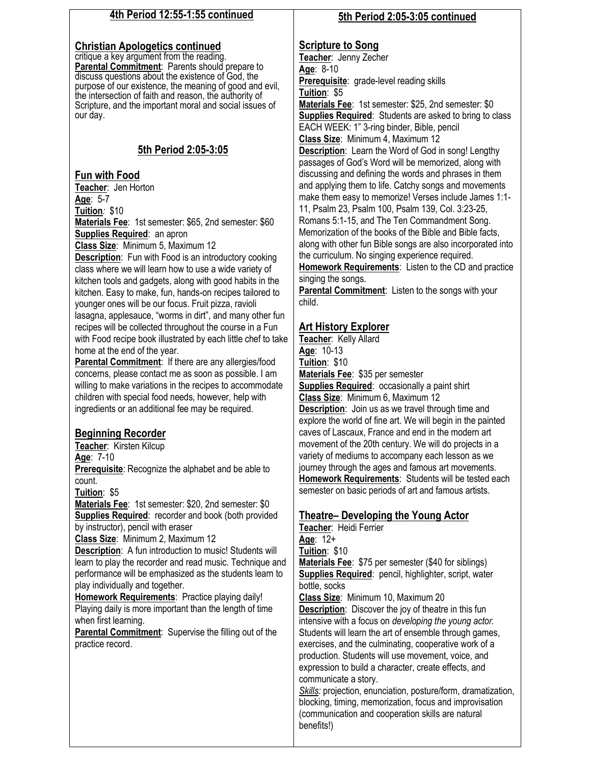## 4th Period 12:55-1:55 continued

### Christian Apologetics continued

critique a key argument from the reading.

**Parental Commitment**: Parents should prepare to discuss questions about the existence of God, the purpose of our existence, the meaning of good and evil, the intersection of faith and reason, the authority of Scripture, and the important moral and social issues of our day.

## 5th Period 2:05-3:05

### Fun with Food

**Teacher**: Jen Horton

**Age**: 5-7

**Tuition**: $10

**Materials Fee**: 1st semester: $65, 2nd semester: $60

**Supplies Required**: an apron

**Class Size**: Minimum 5, Maximum 12

**Description**: Fun with Food is an introductory cooking class where we will learn how to use a wide variety of kitchen tools and gadgets, along with good habits in the kitchen. Easy to make, fun, hands-on recipes tailored to younger ones will be our focus. Fruit pizza, ravioli lasagna, applesauce, "worms in dirt", and many other fun recipes will be collected throughout the course in a Fun with Food recipe book illustrated by each little chef to take home at the end of the year.

**Parental Commitment**: If there are any allergies/food concerns, please contact me as soon as possible. I am willing to make variations in the recipes to accommodate children with special food needs, however, help with ingredients or an additional fee may be required.

### Beginning Recorder

**Teacher**: Kirsten Kilcup

**Age**: 7-10

**Prerequisite**: Recognize the alphabet and be able to count.

**Tuition**: $5

**Materials Fee**: 1st semester: $20, 2nd semester: $0

**Supplies Required**: recorder and book (both provided by instructor), pencil with eraser

**Class Size**: Minimum 2, Maximum 12

**Description**: A fun introduction to music! Students will learn to play the recorder and read music. Technique and performance will be emphasized as the students learn to play individually and together.

**Homework Requirements**: Practice playing daily! Playing daily is more important than the length of time when first learning.

**Parental Commitment**: Supervise the filling out of the practice record.

## 5th Period 2:05-3:05 continued

### Scripture to Song

**Teacher**: Jenny Zecher

**Age**: 8-10

**Prerequisite**: grade-level reading skills

**Tuition**: $5

**Materials Fee**: 1st semester: $25, 2nd semester: $0

**Supplies Required**: Students are asked to bring to class EACH WEEK: 1" 3-ring binder, Bible, pencil

**Class Size**: Minimum 4, Maximum 12

**Description**: Learn the Word of God in song! Lengthy passages of God's Word will be memorized, along with discussing and defining the words and phrases in them and applying them to life. Catchy songs and movements make them easy to memorize! Verses include James 1:1-11, Psalm 23, Psalm 100, Psalm 139, Col. 3:23-25, Romans 5:1-15, and The Ten Commandment Song. Memorization of the books of the Bible and Bible facts, along with other fun Bible songs are also incorporated into the curriculum. No singing experience required.

**Homework Requirements**: Listen to the CD and practice singing the songs.

**Parental Commitment**: Listen to the songs with your child.

### Art History Explorer

**Teacher**: Kelly Allard

**Age**: 10-13

**Tuition**: $10

**Materials Fee**: $35 per semester

**Supplies Required**: occasionally a paint shirt

**Class Size**: Minimum 6, Maximum 12

**Description**: Join us as we travel through time and explore the world of fine art. We will begin in the painted caves of Lascaux, France and end in the modern art movement of the 20th century. We will do projects in a variety of mediums to accompany each lesson as we journey through the ages and famous art movements.

**Homework Requirements**: Students will be tested each semester on basic periods of art and famous artists.

### Theatre– Developing the Young Actor

**Teacher**: Heidi Ferrier

**Age**: 12+

**Tuition**: $10

**Materials Fee**: $75 per semester ($40 for siblings)

**Supplies Required**: pencil, highlighter, script, water bottle, socks

**Class Size**: Minimum 10, Maximum 20

**Description**: Discover the joy of theatre in this fun intensive with a focus on *developing the young actor.* Students will learn the art of ensemble through games, exercises, and the culminating, cooperative work of a production. Students will use movement, voice, and expression to build a character, create effects, and communicate a story.

*Skills:* projection, enunciation, posture/form, dramatization, blocking, timing, memorization, focus and improvisation (communication and cooperation skills are natural benefits!)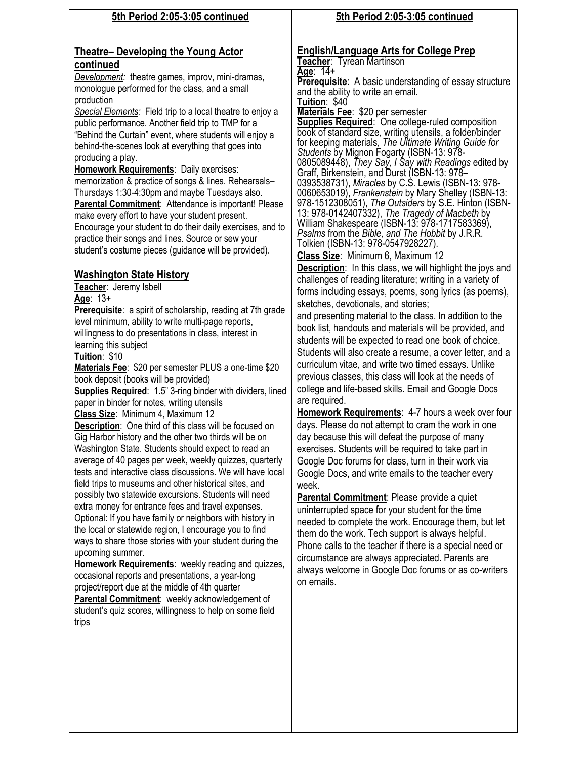## 5th Period 2:05-3:05 continued

### Theatre– Developing the Young Actor continued

*Development:* theatre games, improv, mini-dramas, monologue performed for the class, and a small production

*Special Elements:* Field trip to a local theatre to enjoy a public performance. Another field trip to TMP for a "Behind the Curtain" event, where students will enjoy a behind-the-scenes look at everything that goes into producing a play.

**Homework Requirements**: Daily exercises: memorization & practice of songs & lines. Rehearsals– Thursdays 1:30-4:30pm and maybe Tuesdays also.

**Parental Commitment**: Attendance is important! Please make every effort to have your student present. Encourage your student to do their daily exercises, and to practice their songs and lines. Source or sew your student's costume pieces (guidance will be provided).

### Washington State History

**Teacher**: Jeremy Isbell

**Age**: 13+

**Prerequisite**: a spirit of scholarship, reading at 7th grade level minimum, ability to write multi-page reports, willingness to do presentations in class, interest in learning this subject

**Tuition**: $10

**Materials Fee**: $20 per semester PLUS a one-time $20 book deposit (books will be provided)

**Supplies Required**: 1.5" 3-ring binder with dividers, lined paper in binder for notes, writing utensils

**Class Size**: Minimum 4, Maximum 12

**Description**: One third of this class will be focused on Gig Harbor history and the other two thirds will be on Washington State. Students should expect to read an average of 40 pages per week, weekly quizzes, quarterly tests and interactive class discussions. We will have local field trips to museums and other historical sites, and possibly two statewide excursions. Students will need extra money for entrance fees and travel expenses. Optional: If you have family or neighbors with history in the local or statewide region, I encourage you to find ways to share those stories with your student during the upcoming summer.

**Homework Requirements**: weekly reading and quizzes, occasional reports and presentations, a year-long project/report due at the middle of 4th quarter

**Parental Commitment**: weekly acknowledgement of student's quiz scores, willingness to help on some field trips

## 5th Period 2:05-3:05 continued

### English/Language Arts for College Prep

**Teacher**: Tyrean Martinson

**Age**: 14+

**Prerequisite**: A basic understanding of essay structure and the ability to write an email.

**Tuition**: $40

**Materials Fee**: $20 per semester

**Supplies Required**: One college-ruled composition book of standard size, writing utensils, a folder/binder for keeping materials, *The Ultimate Writing Guide for Students* by Mignon Fogarty (ISBN-13: 978-0805089448), *They Say, I Say with Readings* edited by Graff, Birkenstein, and Durst (ISBN-13: 978–0393538731), *Miracles* by C.S. Lewis (ISBN-13: 978-0060653019), *Frankenstein* by Mary Shelley (ISBN-13: 978-1512308051), *The Outsiders* by S.E. Hinton (ISBN-13: 978-0142407332), *The Tragedy of Macbeth* by William Shakespeare (ISBN-13: 978-1717583369), *Psalms* from the *Bible, and The Hobbit* by J.R.R. Tolkien (ISBN-13: 978-0547928227).

**Class Size**: Minimum 6, Maximum 12

**Description**: In this class, we will highlight the joys and challenges of reading literature; writing in a variety of forms including essays, poems, song lyrics (as poems), sketches, devotionals, and stories;
and presenting material to the class. In addition to the book list, handouts and materials will be provided, and students will be expected to read one book of choice. Students will also create a resume, a cover letter, and a curriculum vitae, and write two timed essays. Unlike previous classes, this class will look at the needs of college and life-based skills. Email and Google Docs are required.

**Homework Requirements**: 4-7 hours a week over four days. Please do not attempt to cram the work in one day because this will defeat the purpose of many exercises. Students will be required to take part in Google Doc forums for class, turn in their work via Google Docs, and write emails to the teacher every week.

**Parental Commitment**: Please provide a quiet uninterrupted space for your student for the time needed to complete the work. Encourage them, but let them do the work. Tech support is always helpful. Phone calls to the teacher if there is a special need or circumstance are always appreciated. Parents are always welcome in Google Doc forums or as co-writers on emails.